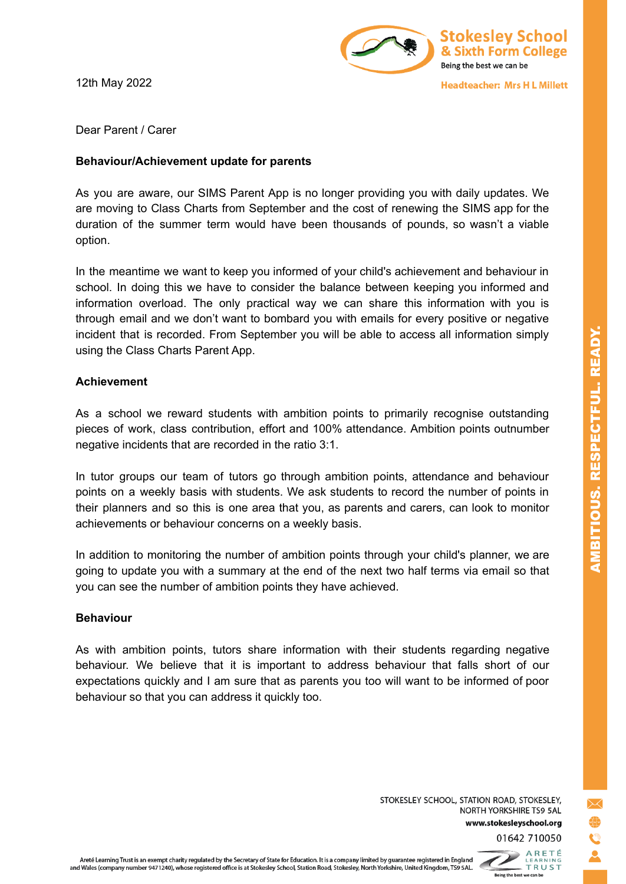Stokesley School & Sixth Form College

Being the best we can be

Headteacher: Mrs H L Millett

12th May 2022

Dear Parent / Carer

**Behaviour/Achievement update for parents**

As you are aware, our SIMS Parent App is no longer providing you with daily updates. We are moving to Class Charts from September and the cost of renewing the SIMS app for the duration of the summer term would have been thousands of pounds, so wasn't a viable option.

In the meantime we want to keep you informed of your child's achievement and behaviour in school. In doing this we have to consider the balance between keeping you informed and information overload. The only practical way we can share this information with you is through email and we don't want to bombard you with emails for every positive or negative incident that is recorded. From September you will be able to access all information simply using the Class Charts Parent App.

**Achievement**

As a school we reward students with ambition points to primarily recognise outstanding pieces of work, class contribution, effort and 100% attendance. Ambition points outnumber negative incidents that are recorded in the ratio 3:1.

In tutor groups our team of tutors go through ambition points, attendance and behaviour points on a weekly basis with students. We ask students to record the number of points in their planners and so this is one area that you, as parents and carers, can look to monitor achievements or behaviour concerns on a weekly basis.

In addition to monitoring the number of ambition points through your child's planner, we are going to update you with a summary at the end of the next two half terms via email so that you can see the number of ambition points they have achieved.

**Behaviour**

As with ambition points, tutors share information with their students regarding negative behaviour. We believe that it is important to address behaviour that falls short of our expectations quickly and I am sure that as parents you too will want to be informed of poor behaviour so that you can address it quickly too.

AMBITIOUS. RESPECTFUL. READY.

STOKESLEY SCHOOL, STATION ROAD, STOKESLEY, NORTH YORKSHIRE TS9 5AL

**www.stokesleyschool.org**

01642 710050

Areté Learning Trust is an exempt charity regulated by the Secretary of State for Education. It is a company limited by guarantee registered in England and Wales (company number 9471240), whose registered office is at Stokesley School, Station Road, Stokesley, North Yorkshire, United Kingdom, TS9 5AL.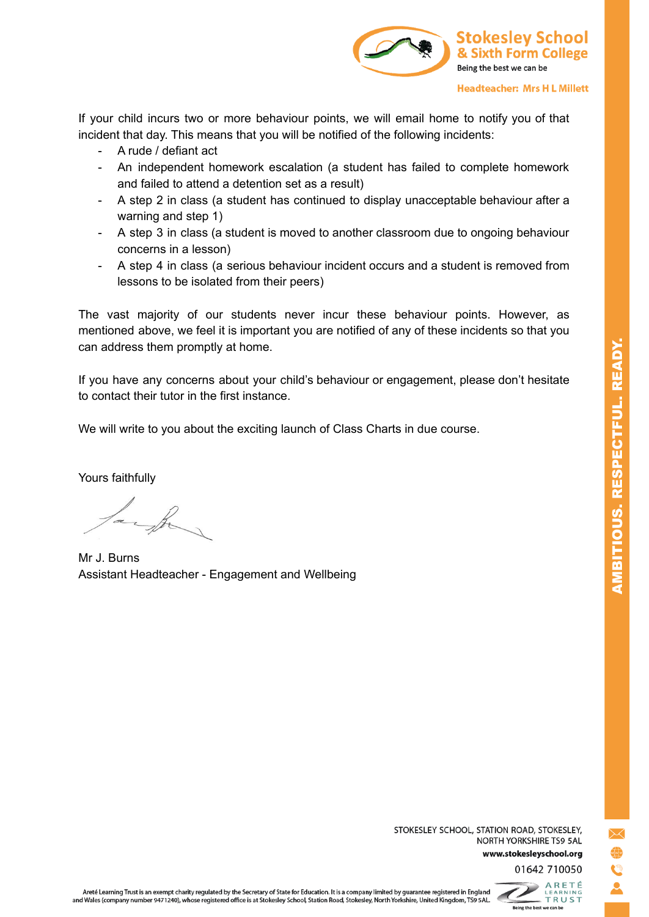If your child incurs two or more behaviour points, we will email home to notify you of that incident that day. This means that you will be notified of the following incidents:

- A rude / defiant act
- An independent homework escalation (a student has failed to complete homework and failed to attend a detention set as a result)
- A step 2 in class (a student has continued to display unacceptable behaviour after a warning and step 1)
- A step 3 in class (a student is moved to another classroom due to ongoing behaviour concerns in a lesson)
- A step 4 in class (a serious behaviour incident occurs and a student is removed from lessons to be isolated from their peers)

The vast majority of our students never incur these behaviour points. However, as mentioned above, we feel it is important you are notified of any of these incidents so that you can address them promptly at home.

If you have any concerns about your child's behaviour or engagement, please don't hesitate to contact their tutor in the first instance.

We will write to you about the exciting launch of Class Charts in due course.

Yours faithfully

Mr J. Burns
Assistant Headteacher - Engagement and Wellbeing